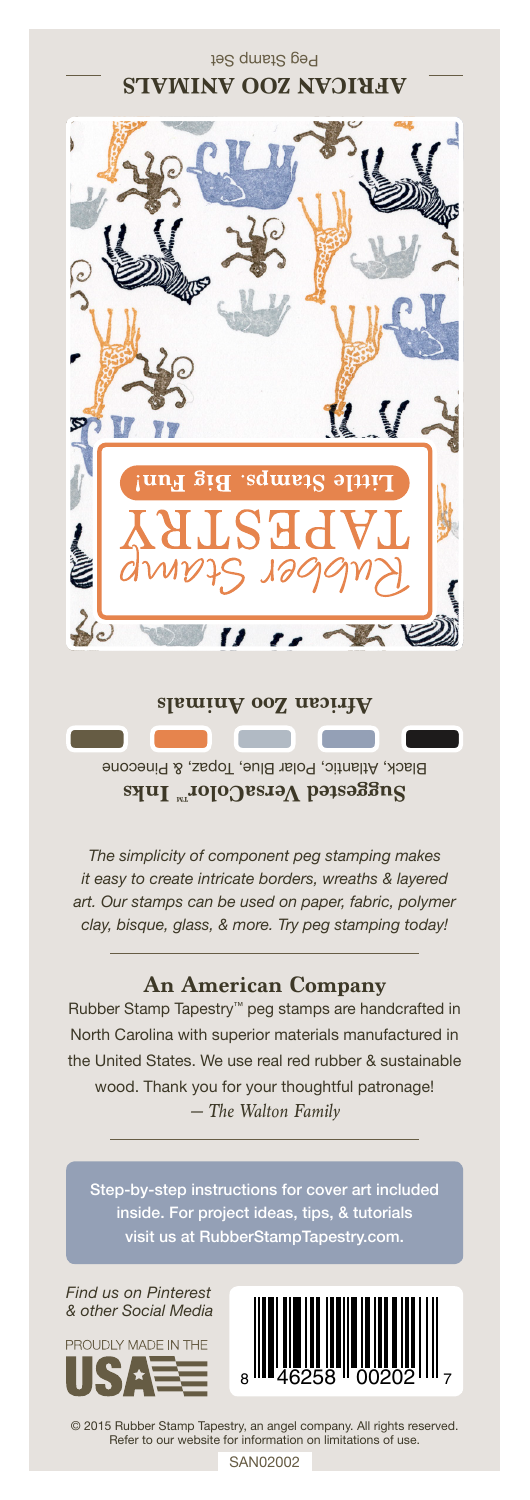# AFRICAN ZOO ANIMALS

Peg Stamp Set

Rubber Stamp TAPESTRY

**Little Stamps. Big Fun!**

**African Zoo Animals**

**Suggested VersaColor™ Inks**

Black, Atlantic, Polar Blue, Topaz, & Pinecone

*The simplicity of component peg stamping makes it easy to create intricate borders, wreaths & layered art. Our stamps can be used on paper, fabric, polymer clay, bisque, glass, & more. Try peg stamping today!*

## An American Company

Rubber Stamp Tapestry™ peg stamps are handcrafted in North Carolina with superior materials manufactured in the United States. We use real red rubber & sustainable wood. Thank you for your thoughtful patronage!

*— The Walton Family*

Step-by-step instructions for cover art included inside. For project ideas, tips, & tutorials visit us at RubberStampTapestry.com.

*Find us on Pinterest & other Social Media*

PROUDLY MADE IN THE USA

8 46258 00202 7

© 2015 Rubber Stamp Tapestry, an angel company. All rights reserved. Refer to our website for information on limitations of use.

SAN02002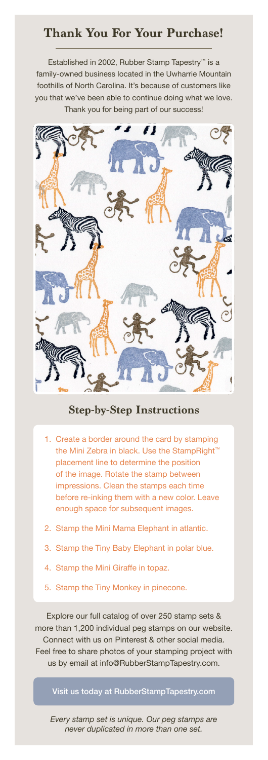## Thank You For Your Purchase!

Established in 2002, Rubber Stamp Tapestry™ is a family-owned business located in the Uwharrie Mountain foothills of North Carolina. It's because of customers like you that we've been able to continue doing what we love. Thank you for being part of our success!

## Step-by-Step Instructions

1. Create a border around the card by stamping the Mini Zebra in black. Use the StampRight™ placement line to determine the position of the image. Rotate the stamp between impressions. Clean the stamps each time before re-inking them with a new color. Leave enough space for subsequent images.
2. Stamp the Mini Mama Elephant in atlantic.
3. Stamp the Tiny Baby Elephant in polar blue.
4. Stamp the Mini Giraffe in topaz.
5. Stamp the Tiny Monkey in pinecone.

Explore our full catalog of over 250 stamp sets & more than 1,200 individual peg stamps on our website. Connect with us on Pinterest & other social media. Feel free to share photos of your stamping project with us by email at info@RubberStampTapestry.com.

Visit us today at RubberStampTapestry.com

*Every stamp set is unique. Our peg stamps are never duplicated in more than one set.*